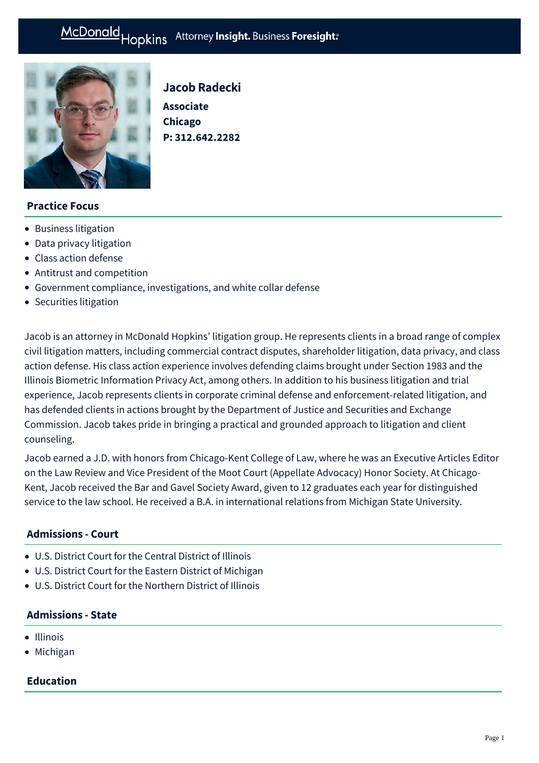# Jacob Radecki

**Associate**
**Chicago**
**P: 312.642.2282**

## Practice Focus

- Business litigation
- Data privacy litigation
- Class action defense
- Antitrust and competition
- Government compliance, investigations, and white collar defense
- Securities litigation

Jacob is an attorney in McDonald Hopkins' litigation group. He represents clients in a broad range of complex civil litigation matters, including commercial contract disputes, shareholder litigation, data privacy, and class action defense. His class action experience involves defending claims brought under Section 1983 and the Illinois Biometric Information Privacy Act, among others. In addition to his business litigation and trial experience, Jacob represents clients in corporate criminal defense and enforcement-related litigation, and has defended clients in actions brought by the Department of Justice and Securities and Exchange Commission. Jacob takes pride in bringing a practical and grounded approach to litigation and client counseling.

Jacob earned a J.D. with honors from Chicago-Kent College of Law, where he was an Executive Articles Editor on the Law Review and Vice President of the Moot Court (Appellate Advocacy) Honor Society. At Chicago-Kent, Jacob received the Bar and Gavel Society Award, given to 12 graduates each year for distinguished service to the law school. He received a B.A. in international relations from Michigan State University.

## Admissions - Court

- U.S. District Court for the Central District of Illinois
- U.S. District Court for the Eastern District of Michigan
- U.S. District Court for the Northern District of Illinois

## Admissions - State

- Illinois
- Michigan

## Education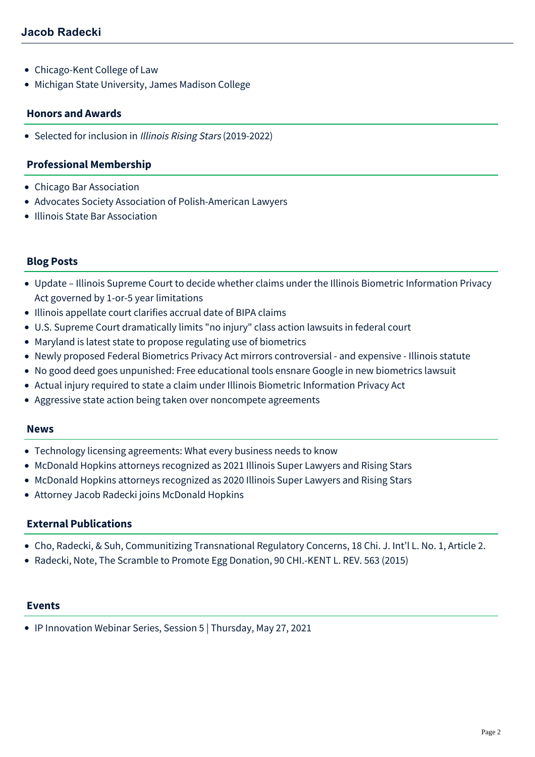- Chicago-Kent College of Law
- Michigan State University, James Madison College

## Honors and Awards

- Selected for inclusion in *Illinois Rising Stars* (2019-2022)

## Professional Membership

- Chicago Bar Association
- Advocates Society Association of Polish-American Lawyers
- Illinois State Bar Association

## Blog Posts

- Update – Illinois Supreme Court to decide whether claims under the Illinois Biometric Information Privacy Act governed by 1-or-5 year limitations
- Illinois appellate court clarifies accrual date of BIPA claims
- U.S. Supreme Court dramatically limits "no injury" class action lawsuits in federal court
- Maryland is latest state to propose regulating use of biometrics
- Newly proposed Federal Biometrics Privacy Act mirrors controversial - and expensive - Illinois statute
- No good deed goes unpunished: Free educational tools ensnare Google in new biometrics lawsuit
- Actual injury required to state a claim under Illinois Biometric Information Privacy Act
- Aggressive state action being taken over noncompete agreements

## News

- Technology licensing agreements: What every business needs to know
- McDonald Hopkins attorneys recognized as 2021 Illinois Super Lawyers and Rising Stars
- McDonald Hopkins attorneys recognized as 2020 Illinois Super Lawyers and Rising Stars
- Attorney Jacob Radecki joins McDonald Hopkins

## External Publications

- Cho, Radecki, & Suh, Communitizing Transnational Regulatory Concerns, 18 Chi. J. Int'l L. No. 1, Article 2.
- Radecki, Note, The Scramble to Promote Egg Donation, 90 CHI.-KENT L. REV. 563 (2015)

## Events

- IP Innovation Webinar Series, Session 5 | Thursday, May 27, 2021